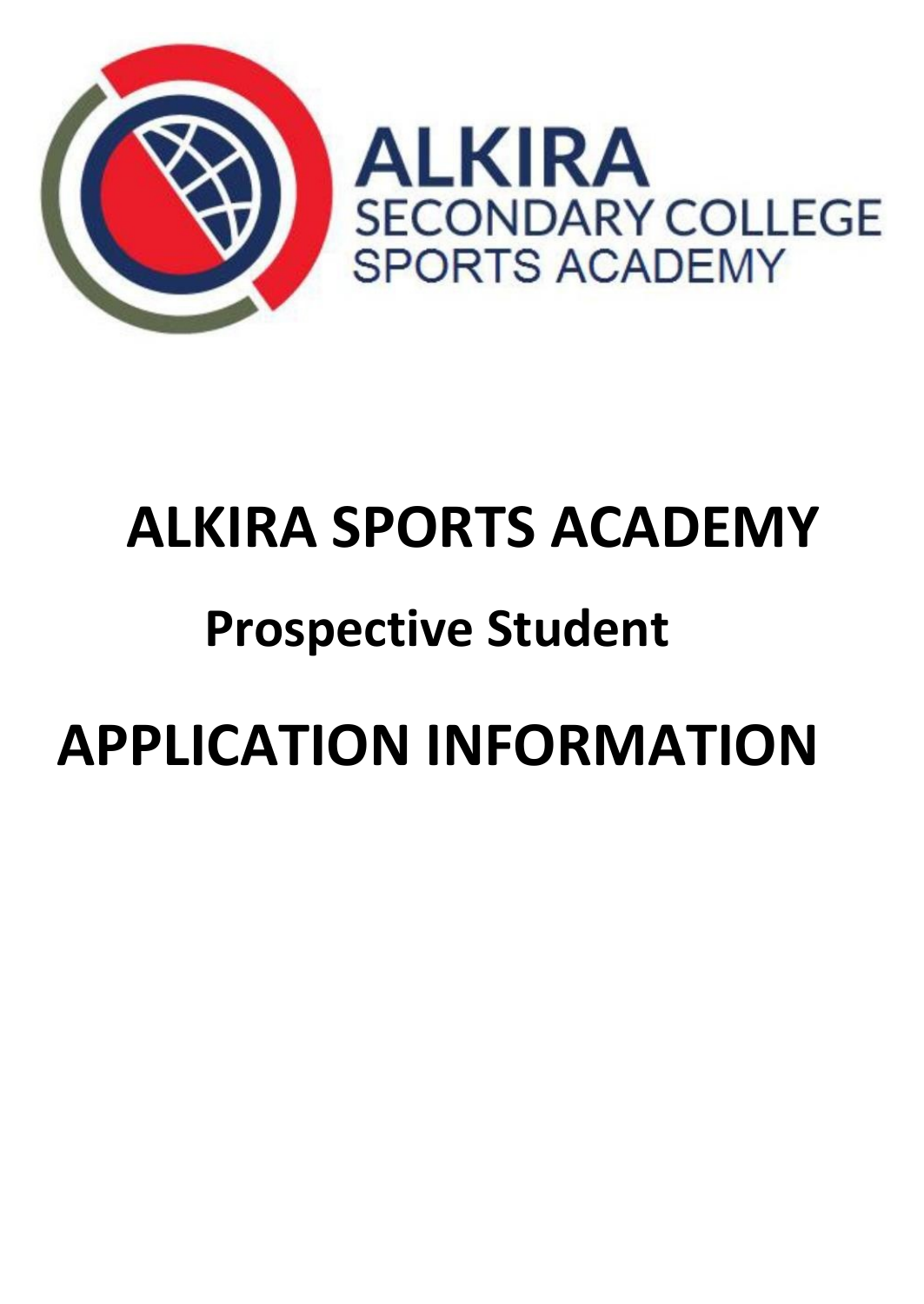ALKIRA
SECONDARY COLLEGE
SPORTS ACADEMY

# ALKIRA SPORTS ACADEMY

## Prospective Student

# APPLICATION INFORMATION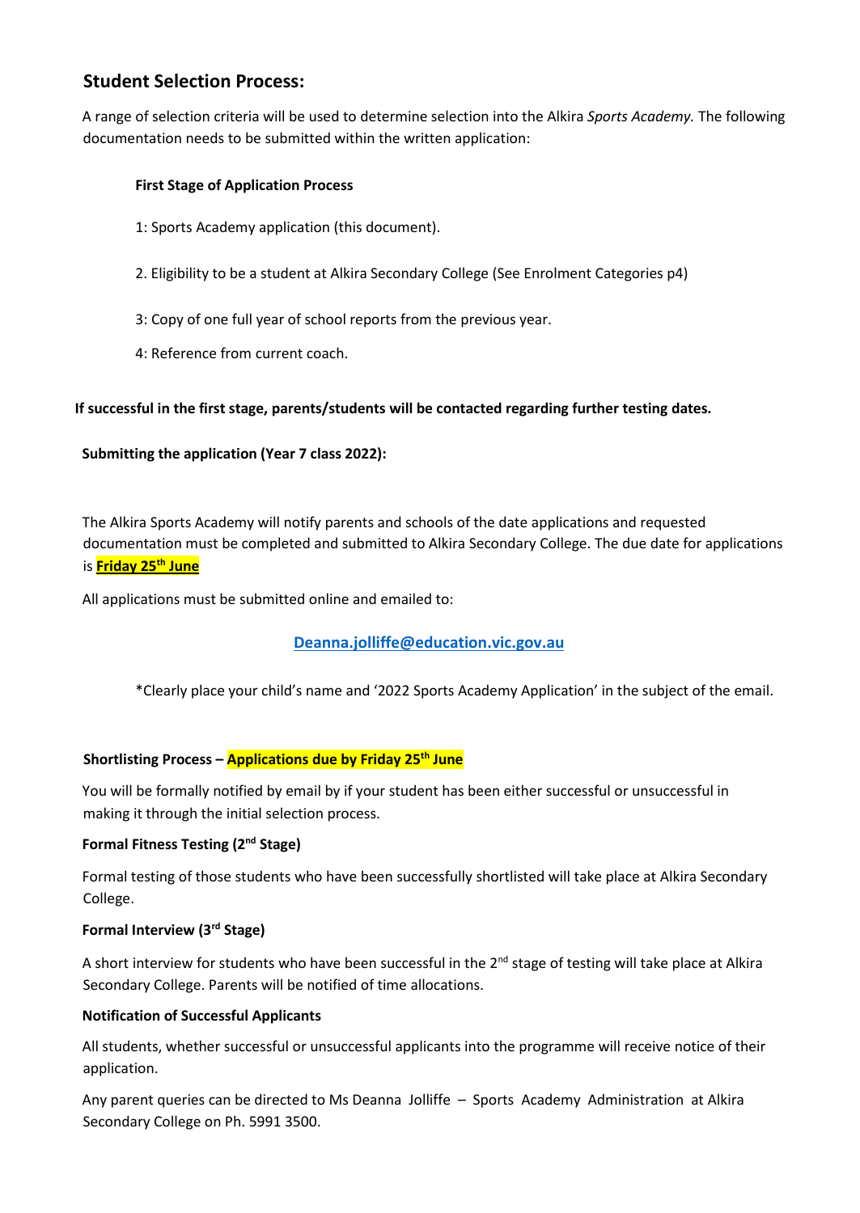## Student Selection Process:

A range of selection criteria will be used to determine selection into the Alkira *Sports Academy.* The following documentation needs to be submitted within the written application:

**First Stage of Application Process**

1: Sports Academy application (this document).

2. Eligibility to be a student at Alkira Secondary College (See Enrolment Categories p4)

3: Copy of one full year of school reports from the previous year.

4: Reference from current coach.

**If successful in the first stage, parents/students will be contacted regarding further testing dates.**

**Submitting the application (Year 7 class 2022):**

The Alkira Sports Academy will notify parents and schools of the date applications and requested documentation must be completed and submitted to Alkira Secondary College. The due date for applications is **Friday 25th June**

All applications must be submitted online and emailed to:

**Deanna.jolliffe@education.vic.gov.au**

*Clearly place your child's name and '2022 Sports Academy Application' in the subject of the email.

**Shortlisting Process – Applications due by Friday 25th June**

You will be formally notified by email by if your student has been either successful or unsuccessful in making it through the initial selection process.

**Formal Fitness Testing (2nd Stage)**

Formal testing of those students who have been successfully shortlisted will take place at Alkira Secondary College.

**Formal Interview (3rd Stage)**

A short interview for students who have been successful in the 2nd stage of testing will take place at Alkira Secondary College. Parents will be notified of time allocations.

**Notification of Successful Applicants**

All students, whether successful or unsuccessful applicants into the programme will receive notice of their application.

Any parent queries can be directed to Ms Deanna Jolliffe – Sports Academy Administration at Alkira Secondary College on Ph. 5991 3500.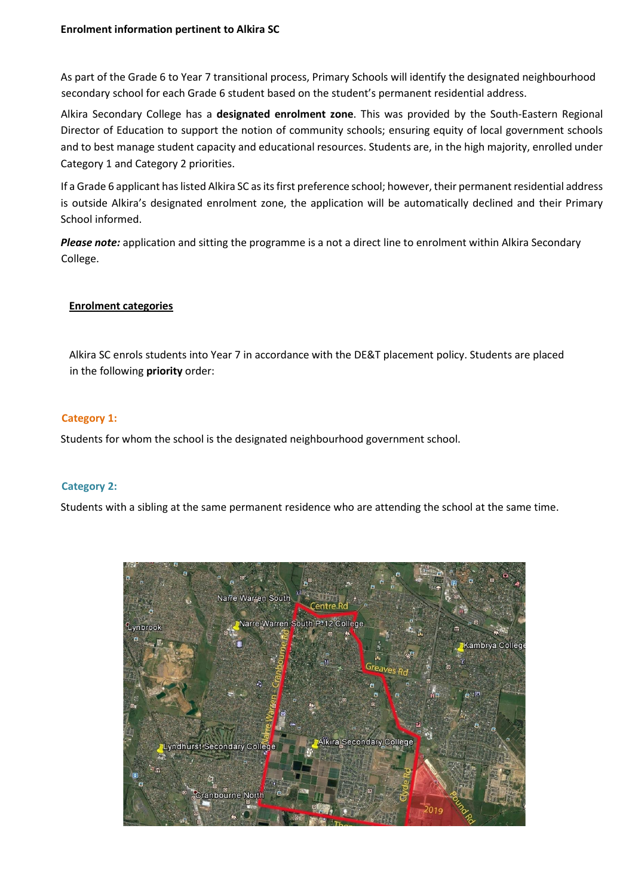**Enrolment information pertinent to Alkira SC**

As part of the Grade 6 to Year 7 transitional process, Primary Schools will identify the designated neighbourhood secondary school for each Grade 6 student based on the student's permanent residential address.

Alkira Secondary College has a **designated enrolment zone**. This was provided by the South-Eastern Regional Director of Education to support the notion of community schools; ensuring equity of local government schools and to best manage student capacity and educational resources. Students are, in the high majority, enrolled under Category 1 and Category 2 priorities.

If a Grade 6 applicant has listed Alkira SC as its first preference school; however, their permanent residential address is outside Alkira's designated enrolment zone, the application will be automatically declined and their Primary School informed.

***Please note:*** application and sitting the programme is a not a direct line to enrolment within Alkira Secondary College.

## Enrolment categories

Alkira SC enrols students into Year 7 in accordance with the DE&T placement policy. Students are placed in the following **priority** order:

### Category 1:

Students for whom the school is the designated neighbourhood government school.

### Category 2:

Students with a sibling at the same permanent residence who are attending the school at the same time.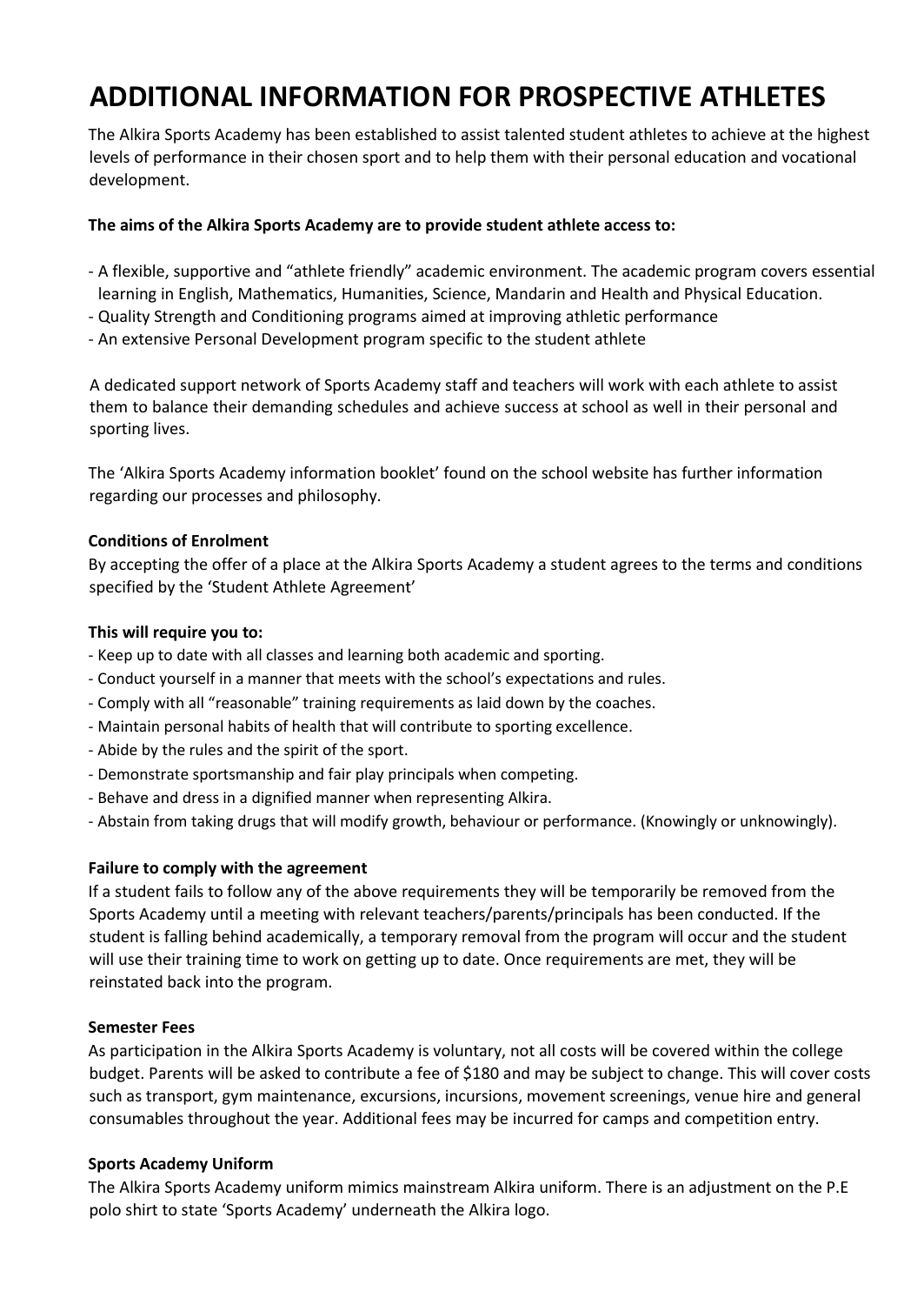# ADDITIONAL INFORMATION FOR PROSPECTIVE ATHLETES

The Alkira Sports Academy has been established to assist talented student athletes to achieve at the highest levels of performance in their chosen sport and to help them with their personal education and vocational development.

**The aims of the Alkira Sports Academy are to provide student athlete access to:**

- A flexible, supportive and "athlete friendly" academic environment. The academic program covers essential learning in English, Mathematics, Humanities, Science, Mandarin and Health and Physical Education.
- Quality Strength and Conditioning programs aimed at improving athletic performance
- An extensive Personal Development program specific to the student athlete

A dedicated support network of Sports Academy staff and teachers will work with each athlete to assist them to balance their demanding schedules and achieve success at school as well in their personal and sporting lives.

The 'Alkira Sports Academy information booklet' found on the school website has further information regarding our processes and philosophy.

**Conditions of Enrolment**

By accepting the offer of a place at the Alkira Sports Academy a student agrees to the terms and conditions specified by the 'Student Athlete Agreement'

**This will require you to:**

- Keep up to date with all classes and learning both academic and sporting.
- Conduct yourself in a manner that meets with the school's expectations and rules.
- Comply with all "reasonable" training requirements as laid down by the coaches.
- Maintain personal habits of health that will contribute to sporting excellence.
- Abide by the rules and the spirit of the sport.
- Demonstrate sportsmanship and fair play principals when competing.
- Behave and dress in a dignified manner when representing Alkira.
- Abstain from taking drugs that will modify growth, behaviour or performance. (Knowingly or unknowingly).

**Failure to comply with the agreement**

If a student fails to follow any of the above requirements they will be temporarily be removed from the Sports Academy until a meeting with relevant teachers/parents/principals has been conducted. If the student is falling behind academically, a temporary removal from the program will occur and the student will use their training time to work on getting up to date. Once requirements are met, they will be reinstated back into the program.

**Semester Fees**

As participation in the Alkira Sports Academy is voluntary, not all costs will be covered within the college budget. Parents will be asked to contribute a fee of $180 and may be subject to change. This will cover costs such as transport, gym maintenance, excursions, incursions, movement screenings, venue hire and general consumables throughout the year. Additional fees may be incurred for camps and competition entry.

**Sports Academy Uniform**

The Alkira Sports Academy uniform mimics mainstream Alkira uniform. There is an adjustment on the P.E polo shirt to state 'Sports Academy' underneath the Alkira logo.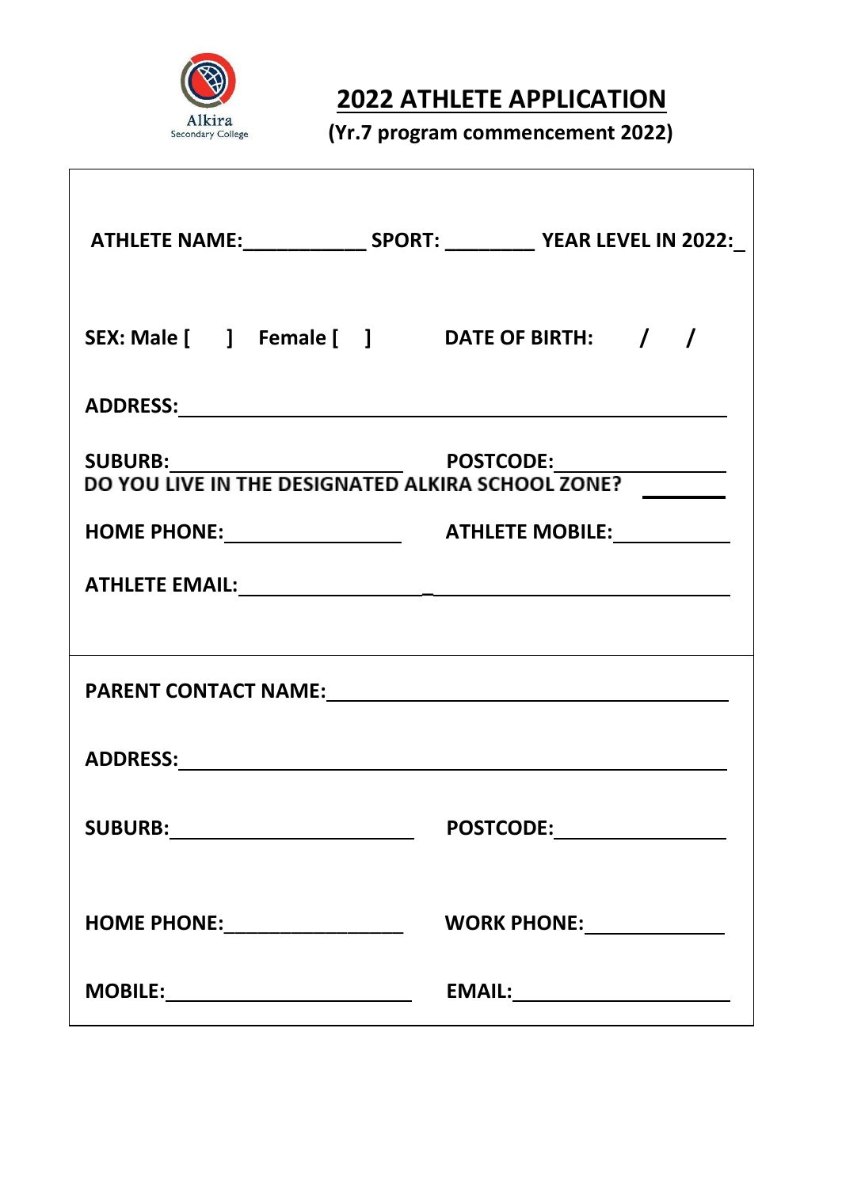Alkira
Secondary College

# 2022 ATHLETE APPLICATION

**(Yr.7 program commencement 2022)**

**ATHLETE NAME:**___________ **SPORT:** ________ **YEAR LEVEL IN 2022:**_

**SEX: Male [ ] Female [ ]** **DATE OF BIRTH: / /**

**ADDRESS:**

**SUBURB:** **POSTCODE:**

**DO YOU LIVE IN THE DESIGNATED ALKIRA SCHOOL ZONE?**

**HOME PHONE:** **ATHLETE MOBILE:**

**ATHLETE EMAIL:**

**PARENT CONTACT NAME:**

**ADDRESS:**

**SUBURB:** **POSTCODE:**

**HOME PHONE:**_________________ **WORK PHONE:**

**MOBILE:** **EMAIL:**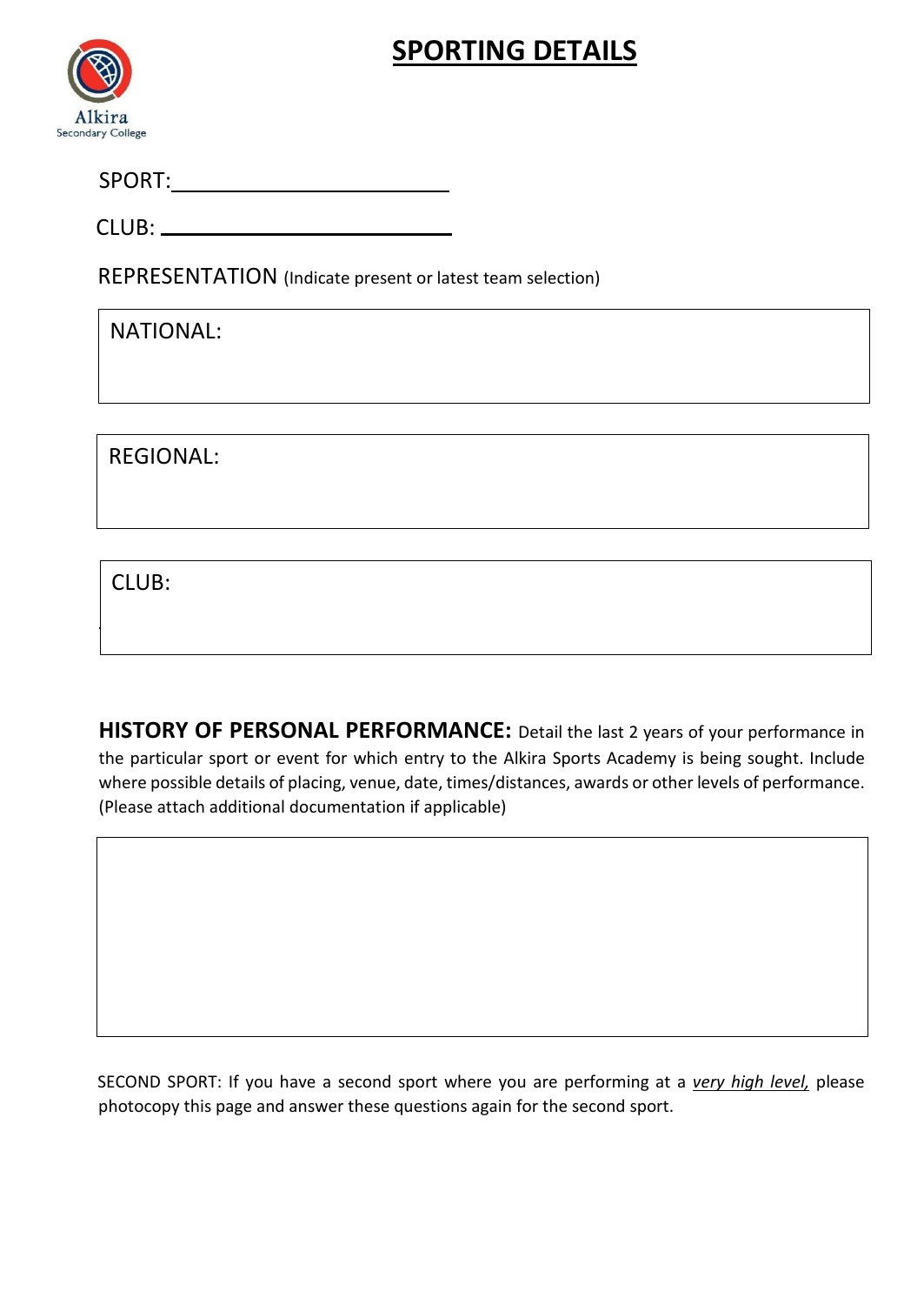# SPORTING DETAILS

Alkira Secondary College

SPORT: ______________________

CLUB: ______________________

REPRESENTATION (Indicate present or latest team selection)

NATIONAL:

REGIONAL:

CLUB:

**HISTORY OF PERSONAL PERFORMANCE:** Detail the last 2 years of your performance in the particular sport or event for which entry to the Alkira Sports Academy is being sought. Include where possible details of placing, venue, date, times/distances, awards or other levels of performance. (Please attach additional documentation if applicable)

SECOND SPORT: If you have a second sport where you are performing at a *very high level,* please photocopy this page and answer these questions again for the second sport.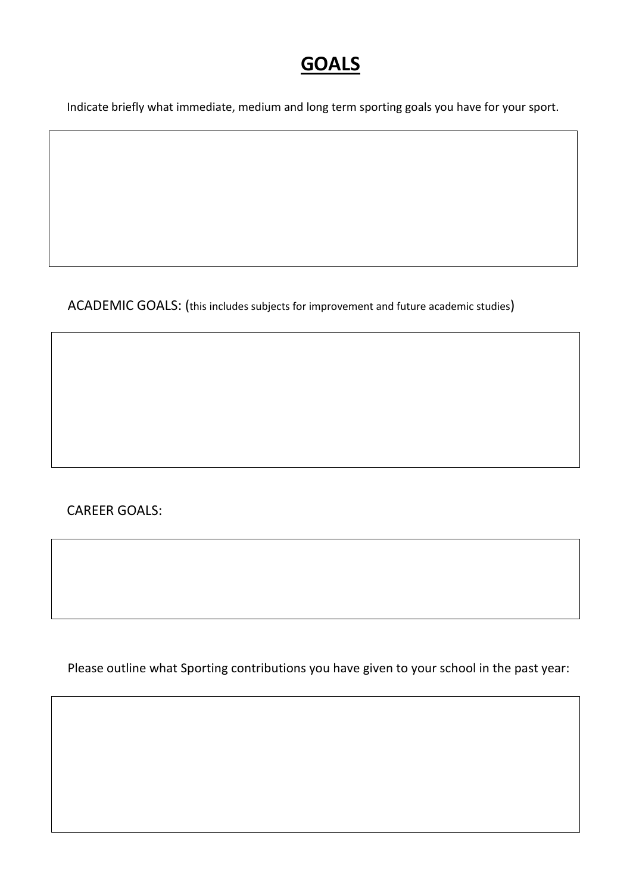# GOALS

Indicate briefly what immediate, medium and long term sporting goals you have for your sport.

ACADEMIC GOALS: (this includes subjects for improvement and future academic studies)

CAREER GOALS:

Please outline what Sporting contributions you have given to your school in the past year: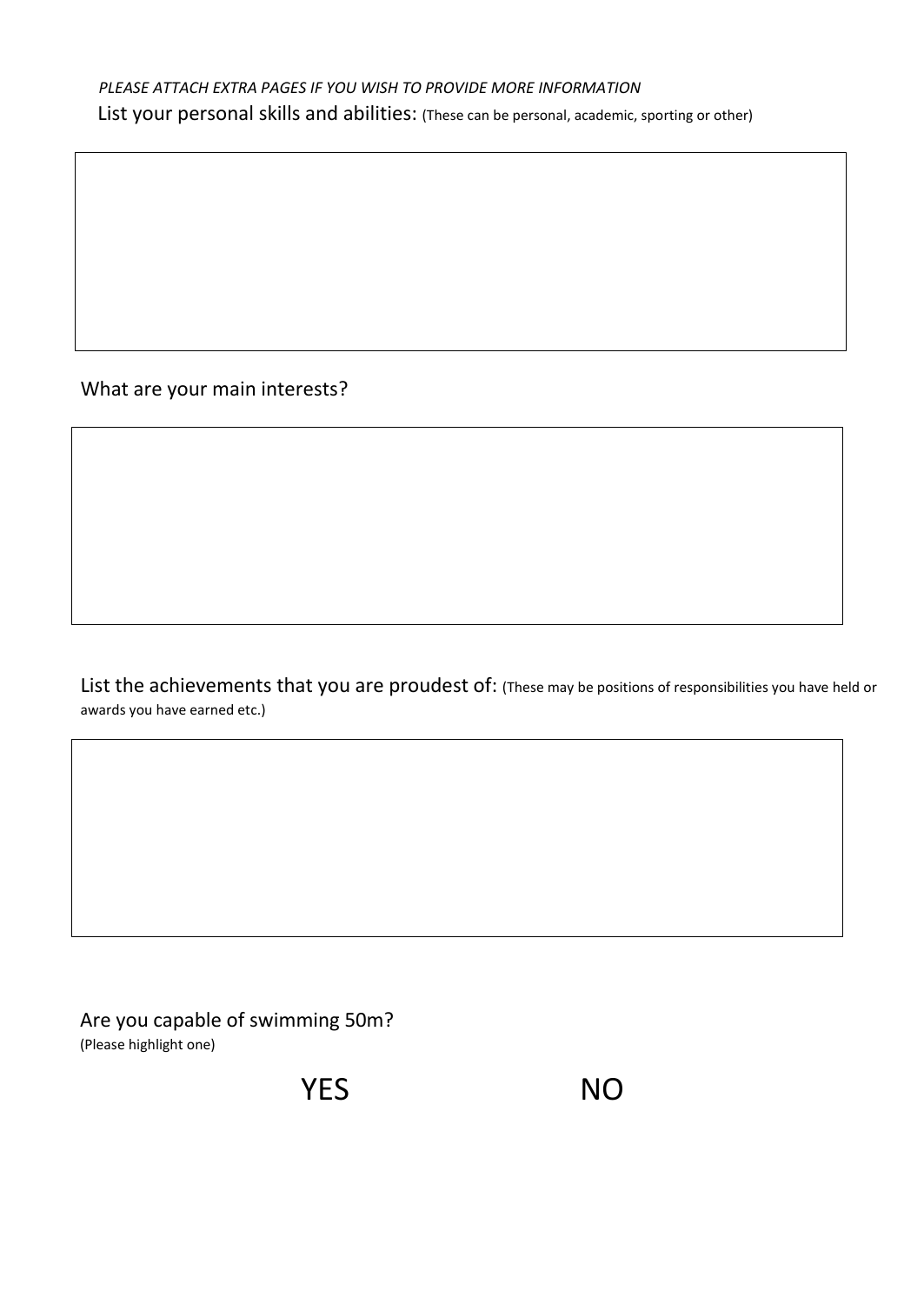*PLEASE ATTACH EXTRA PAGES IF YOU WISH TO PROVIDE MORE INFORMATION*

List your personal skills and abilities: (These can be personal, academic, sporting or other)

| |
|---|
| |

What are your main interests?

| |
|---|
| |

List the achievements that you are proudest of: (These may be positions of responsibilities you have held or awards you have earned etc.)

| |
|---|
| |

Are you capable of swimming 50m?
(Please highlight one)

YES NO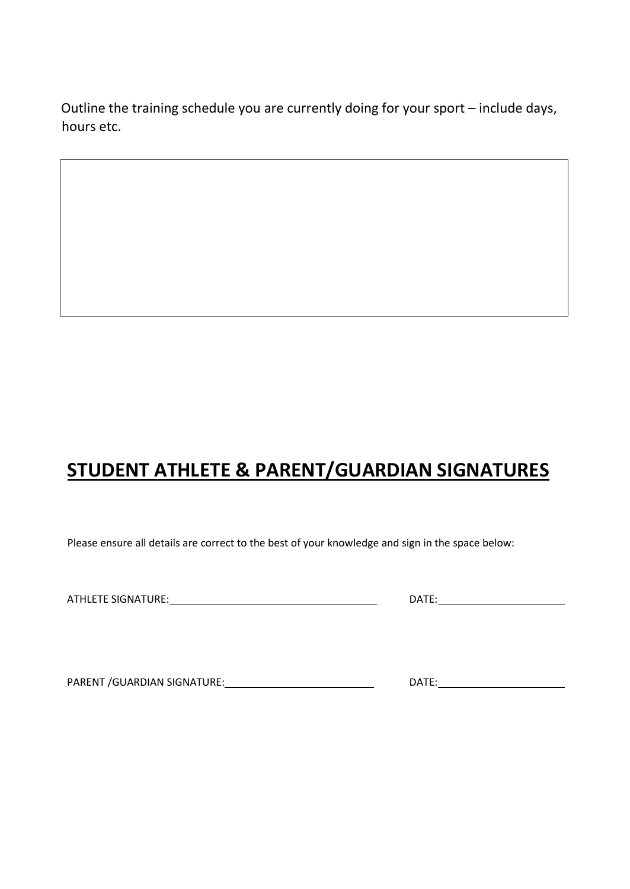Outline the training schedule you are currently doing for your sport – include days, hours etc.

| |
|---|
| |

## STUDENT ATHLETE & PARENT/GUARDIAN SIGNATURES

Please ensure all details are correct to the best of your knowledge and sign in the space below:

ATHLETE SIGNATURE: ______________________________ DATE: ____________________

PARENT /GUARDIAN SIGNATURE: ______________________ DATE: ____________________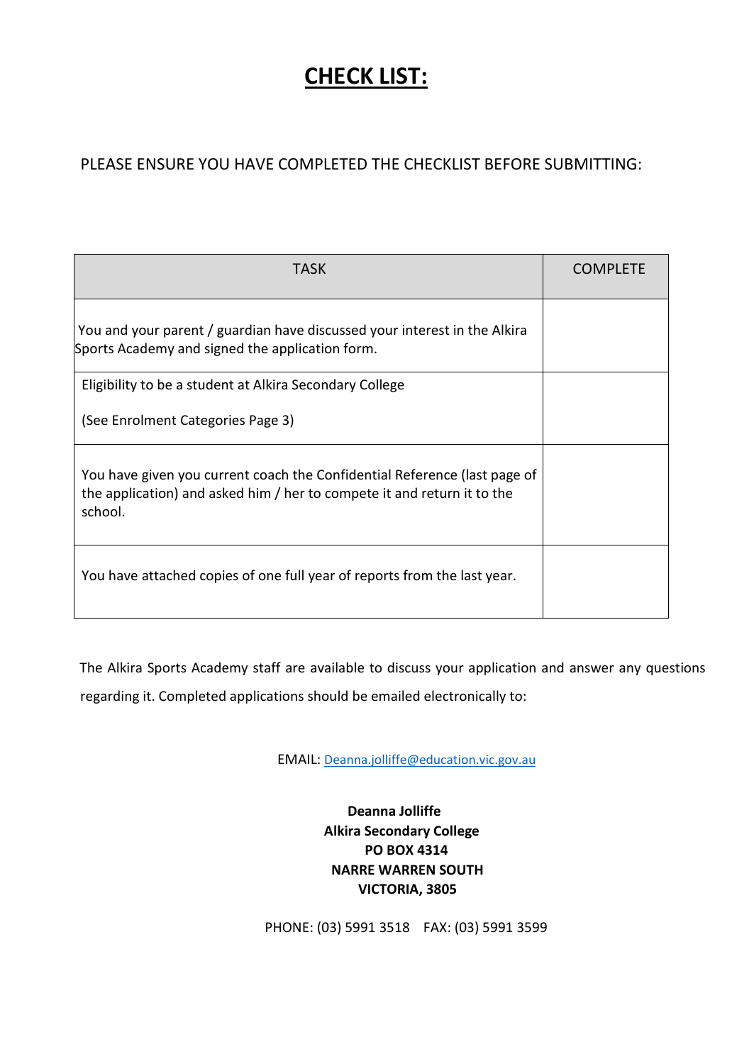# **CHECK LIST:**

PLEASE ENSURE YOU HAVE COMPLETED THE CHECKLIST BEFORE SUBMITTING:

| TASK | COMPLETE |
| --- | --- |
| You and your parent / guardian have discussed your interest in the Alkira Sports Academy and signed the application form. | |
| Eligibility to be a student at Alkira Secondary College<br><br>(See Enrolment Categories Page 3) | |
| You have given you current coach the Confidential Reference (last page of the application) and asked him / her to compete it and return it to the school. | |
| You have attached copies of one full year of reports from the last year. | |

The Alkira Sports Academy staff are available to discuss your application and answer any questions regarding it. Completed applications should be emailed electronically to:

EMAIL: Deanna.jolliffe@education.vic.gov.au

**Deanna Jolliffe**
**Alkira Secondary College**
**PO BOX 4314**
**NARRE WARREN SOUTH**
**VICTORIA, 3805**

PHONE: (03) 5991 3518 FAX: (03) 5991 3599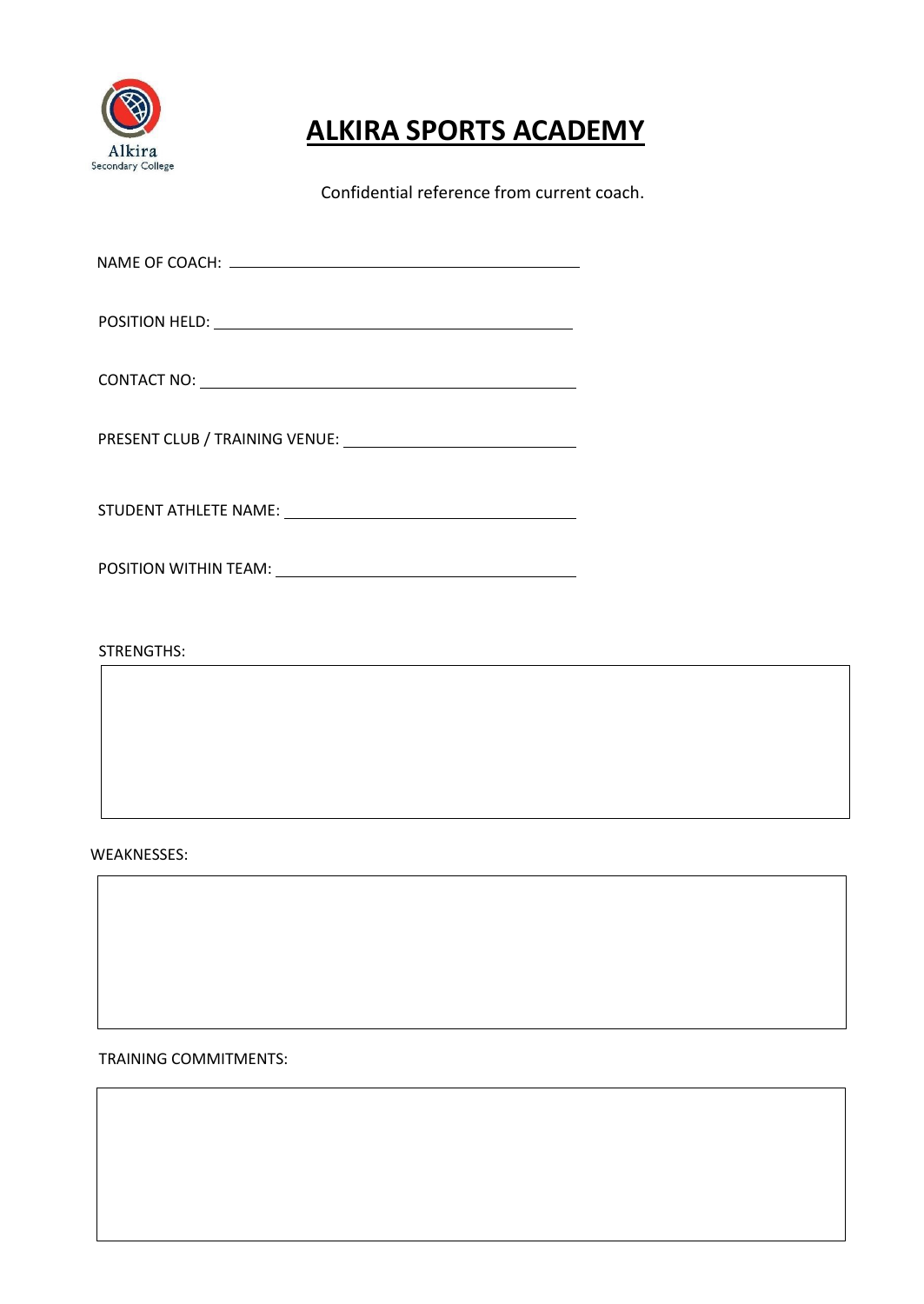Alkira
Secondary College

# ALKIRA SPORTS ACADEMY

Confidential reference from current coach.

NAME OF COACH: ______________________________

POSITION HELD: ______________________________

CONTACT NO: ______________________________

PRESENT CLUB / TRAINING VENUE: ______________________________

STUDENT ATHLETE NAME: ______________________________

POSITION WITHIN TEAM: ______________________________

STRENGTHS:

WEAKNESSES:

TRAINING COMMITMENTS: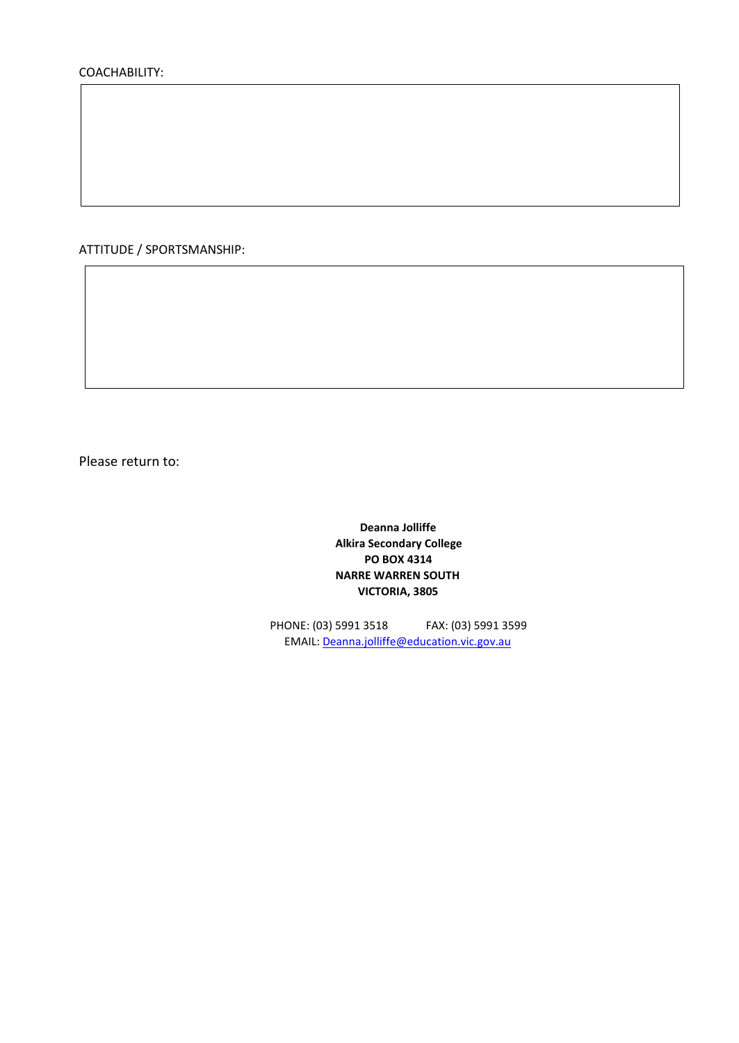COACHABILITY:

| |
|---|
| |

ATTITUDE / SPORTSMANSHIP:

| |
|---|
| |

Please return to:

**Deanna Jolliffe**
**Alkira Secondary College**
**PO BOX 4314**
**NARRE WARREN SOUTH**
**VICTORIA, 3805**

PHONE: (03) 5991 3518 FAX: (03) 5991 3599
EMAIL: Deanna.jolliffe@education.vic.gov.au